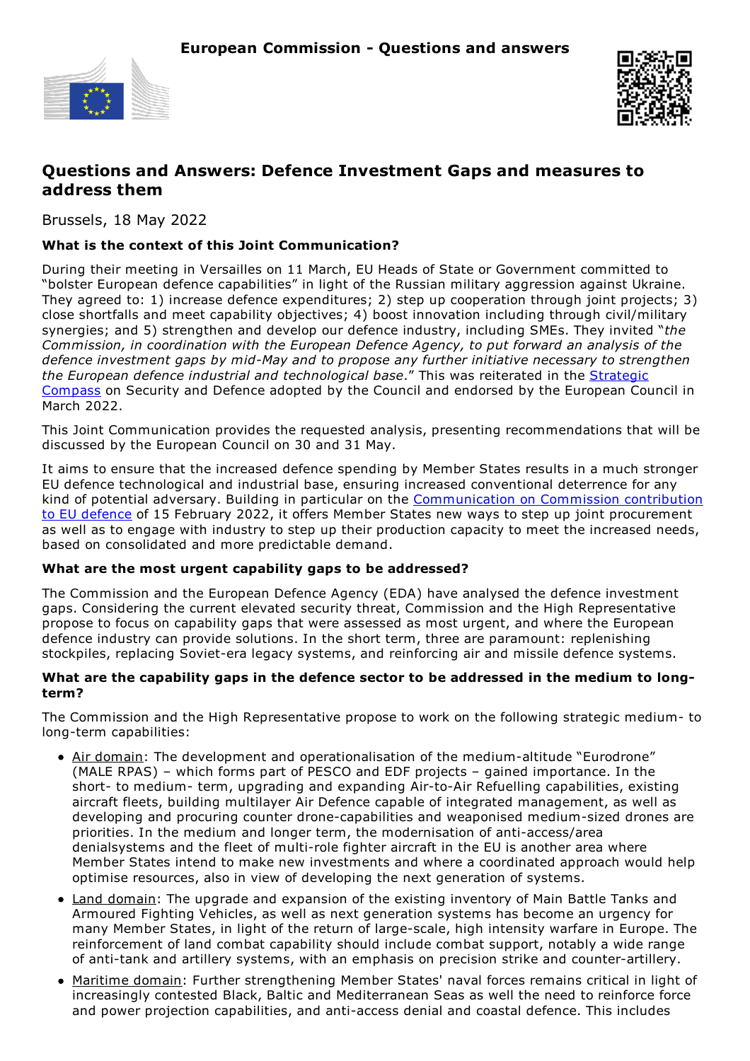**European Commission - Questions and answers**

# Questions and Answers: Defence Investment Gaps and measures to address them

Brussels, 18 May 2022

**What is the context of this Joint Communication?**

During their meeting in Versailles on 11 March, EU Heads of State or Government committed to "bolster European defence capabilities" in light of the Russian military aggression against Ukraine. They agreed to: 1) increase defence expenditures; 2) step up cooperation through joint projects; 3) close shortfalls and meet capability objectives; 4) boost innovation including through civil/military synergies; and 5) strengthen and develop our defence industry, including SMEs. They invited "*the Commission, in coordination with the European Defence Agency, to put forward an analysis of the defence investment gaps by mid-May and to propose any further initiative necessary to strengthen the European defence industrial and technological base*." This was reiterated in the Strategic Compass on Security and Defence adopted by the Council and endorsed by the European Council in March 2022.

This Joint Communication provides the requested analysis, presenting recommendations that will be discussed by the European Council on 30 and 31 May.

It aims to ensure that the increased defence spending by Member States results in a much stronger EU defence technological and industrial base, ensuring increased conventional deterrence for any kind of potential adversary. Building in particular on the Communication on Commission contribution to EU defence of 15 February 2022, it offers Member States new ways to step up joint procurement as well as to engage with industry to step up their production capacity to meet the increased needs, based on consolidated and more predictable demand.

**What are the most urgent capability gaps to be addressed?**

The Commission and the European Defence Agency (EDA) have analysed the defence investment gaps. Considering the current elevated security threat, Commission and the High Representative propose to focus on capability gaps that were assessed as most urgent, and where the European defence industry can provide solutions. In the short term, three are paramount: replenishing stockpiles, replacing Soviet-era legacy systems, and reinforcing air and missile defence systems.

**What are the capability gaps in the defence sector to be addressed in the medium to long-term?**

The Commission and the High Representative propose to work on the following strategic medium- to long-term capabilities:

- Air domain: The development and operationalisation of the medium-altitude "Eurodrone" (MALE RPAS) – which forms part of PESCO and EDF projects – gained importance. In the short- to medium- term, upgrading and expanding Air-to-Air Refuelling capabilities, existing aircraft fleets, building multilayer Air Defence capable of integrated management, as well as developing and procuring counter drone-capabilities and weaponised medium-sized drones are priorities. In the medium and longer term, the modernisation of anti-access/area denialsystems and the fleet of multi-role fighter aircraft in the EU is another area where Member States intend to make new investments and where a coordinated approach would help optimise resources, also in view of developing the next generation of systems.
- Land domain: The upgrade and expansion of the existing inventory of Main Battle Tanks and Armoured Fighting Vehicles, as well as next generation systems has become an urgency for many Member States, in light of the return of large-scale, high intensity warfare in Europe. The reinforcement of land combat capability should include combat support, notably a wide range of anti-tank and artillery systems, with an emphasis on precision strike and counter-artillery.
- Maritime domain: Further strengthening Member States' naval forces remains critical in light of increasingly contested Black, Baltic and Mediterranean Seas as well the need to reinforce force and power projection capabilities, and anti-access denial and coastal defence. This includes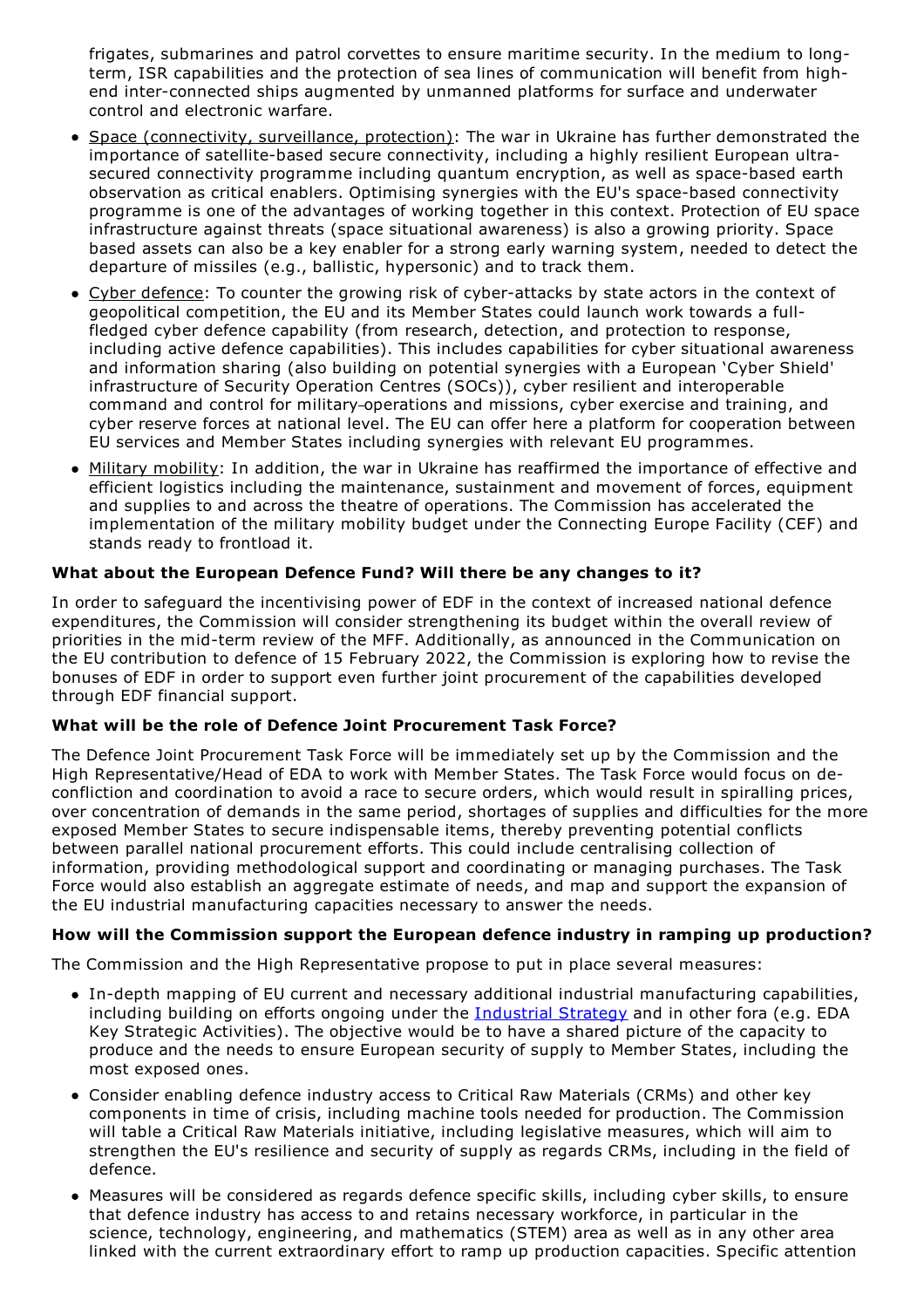frigates, submarines and patrol corvettes to ensure maritime security. In the medium to long-term, ISR capabilities and the protection of sea lines of communication will benefit from high-end inter-connected ships augmented by unmanned platforms for surface and underwater control and electronic warfare.

- Space (connectivity, surveillance, protection): The war in Ukraine has further demonstrated the importance of satellite-based secure connectivity, including a highly resilient European ultra-secured connectivity programme including quantum encryption, as well as space-based earth observation as critical enablers. Optimising synergies with the EU's space-based connectivity programme is one of the advantages of working together in this context. Protection of EU space infrastructure against threats (space situational awareness) is also a growing priority. Space based assets can also be a key enabler for a strong early warning system, needed to detect the departure of missiles (e.g., ballistic, hypersonic) and to track them.
- Cyber defence: To counter the growing risk of cyber-attacks by state actors in the context of geopolitical competition, the EU and its Member States could launch work towards a full-fledged cyber defence capability (from research, detection, and protection to response, including active defence capabilities). This includes capabilities for cyber situational awareness and information sharing (also building on potential synergies with a European 'Cyber Shield' infrastructure of Security Operation Centres (SOCs)), cyber resilient and interoperable command and control for military operations and missions, cyber exercise and training, and cyber reserve forces at national level. The EU can offer here a platform for cooperation between EU services and Member States including synergies with relevant EU programmes.
- Military mobility: In addition, the war in Ukraine has reaffirmed the importance of effective and efficient logistics including the maintenance, sustainment and movement of forces, equipment and supplies to and across the theatre of operations. The Commission has accelerated the implementation of the military mobility budget under the Connecting Europe Facility (CEF) and stands ready to frontload it.

**What about the European Defence Fund? Will there be any changes to it?**

In order to safeguard the incentivising power of EDF in the context of increased national defence expenditures, the Commission will consider strengthening its budget within the overall review of priorities in the mid-term review of the MFF. Additionally, as announced in the Communication on the EU contribution to defence of 15 February 2022, the Commission is exploring how to revise the bonuses of EDF in order to support even further joint procurement of the capabilities developed through EDF financial support.

**What will be the role of Defence Joint Procurement Task Force?**

The Defence Joint Procurement Task Force will be immediately set up by the Commission and the High Representative/Head of EDA to work with Member States. The Task Force would focus on de-confliction and coordination to avoid a race to secure orders, which would result in spiralling prices, over concentration of demands in the same period, shortages of supplies and difficulties for the more exposed Member States to secure indispensable items, thereby preventing potential conflicts between parallel national procurement efforts. This could include centralising collection of information, providing methodological support and coordinating or managing purchases. The Task Force would also establish an aggregate estimate of needs, and map and support the expansion of the EU industrial manufacturing capacities necessary to answer the needs.

**How will the Commission support the European defence industry in ramping up production?**

The Commission and the High Representative propose to put in place several measures:

- In-depth mapping of EU current and necessary additional industrial manufacturing capabilities, including building on efforts ongoing under the Industrial Strategy and in other fora (e.g. EDA Key Strategic Activities). The objective would be to have a shared picture of the capacity to produce and the needs to ensure European security of supply to Member States, including the most exposed ones.
- Consider enabling defence industry access to Critical Raw Materials (CRMs) and other key components in time of crisis, including machine tools needed for production. The Commission will table a Critical Raw Materials initiative, including legislative measures, which will aim to strengthen the EU's resilience and security of supply as regards CRMs, including in the field of defence.
- Measures will be considered as regards defence specific skills, including cyber skills, to ensure that defence industry has access to and retains necessary workforce, in particular in the science, technology, engineering, and mathematics (STEM) area as well as in any other area linked with the current extraordinary effort to ramp up production capacities. Specific attention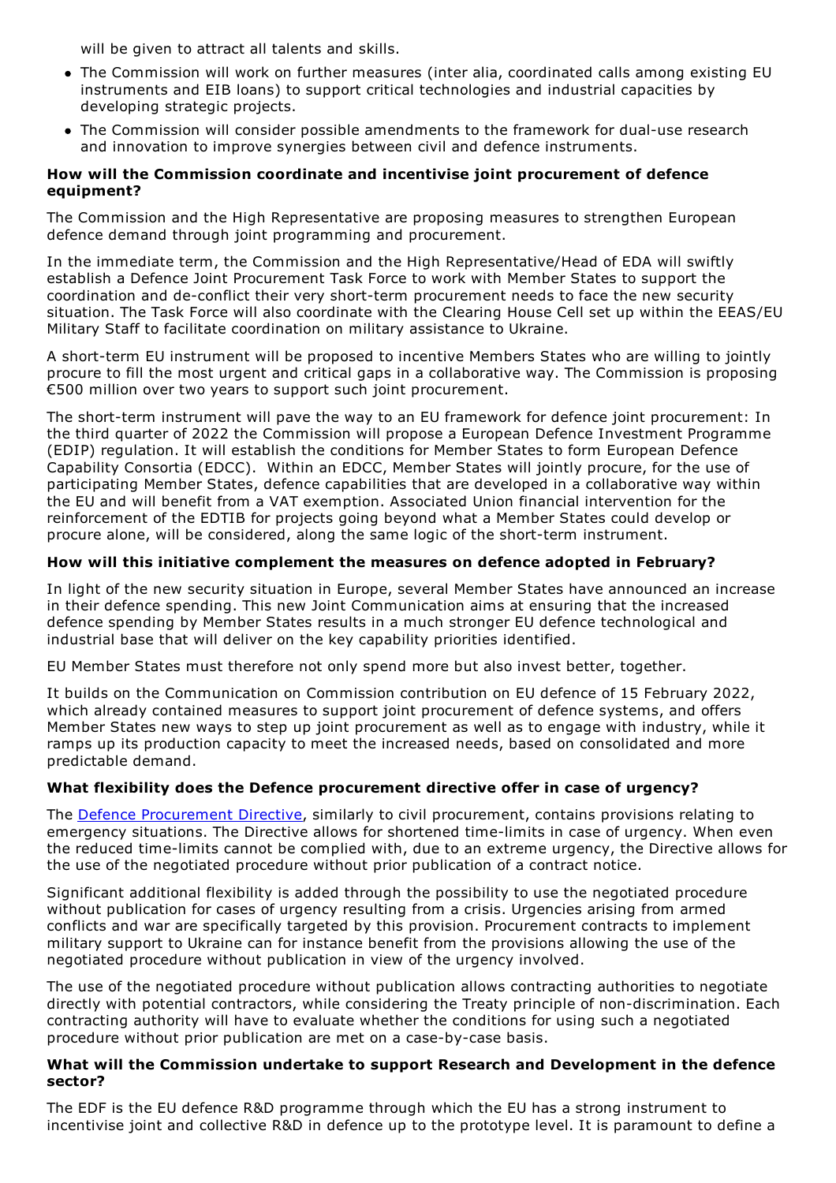will be given to attract all talents and skills.

- The Commission will work on further measures (inter alia, coordinated calls among existing EU instruments and EIB loans) to support critical technologies and industrial capacities by developing strategic projects.
- The Commission will consider possible amendments to the framework for dual-use research and innovation to improve synergies between civil and defence instruments.

**How will the Commission coordinate and incentivise joint procurement of defence equipment?**

The Commission and the High Representative are proposing measures to strengthen European defence demand through joint programming and procurement.

In the immediate term, the Commission and the High Representative/Head of EDA will swiftly establish a Defence Joint Procurement Task Force to work with Member States to support the coordination and de-conflict their very short-term procurement needs to face the new security situation. The Task Force will also coordinate with the Clearing House Cell set up within the EEAS/EU Military Staff to facilitate coordination on military assistance to Ukraine.

A short-term EU instrument will be proposed to incentive Members States who are willing to jointly procure to fill the most urgent and critical gaps in a collaborative way. The Commission is proposing €500 million over two years to support such joint procurement.

The short-term instrument will pave the way to an EU framework for defence joint procurement: In the third quarter of 2022 the Commission will propose a European Defence Investment Programme (EDIP) regulation. It will establish the conditions for Member States to form European Defence Capability Consortia (EDCC). Within an EDCC, Member States will jointly procure, for the use of participating Member States, defence capabilities that are developed in a collaborative way within the EU and will benefit from a VAT exemption. Associated Union financial intervention for the reinforcement of the EDTIB for projects going beyond what a Member States could develop or procure alone, will be considered, along the same logic of the short-term instrument.

**How will this initiative complement the measures on defence adopted in February?**

In light of the new security situation in Europe, several Member States have announced an increase in their defence spending. This new Joint Communication aims at ensuring that the increased defence spending by Member States results in a much stronger EU defence technological and industrial base that will deliver on the key capability priorities identified.

EU Member States must therefore not only spend more but also invest better, together.

It builds on the Communication on Commission contribution on EU defence of 15 February 2022, which already contained measures to support joint procurement of defence systems, and offers Member States new ways to step up joint procurement as well as to engage with industry, while it ramps up its production capacity to meet the increased needs, based on consolidated and more predictable demand.

**What flexibility does the Defence procurement directive offer in case of urgency?**

The Defence Procurement Directive, similarly to civil procurement, contains provisions relating to emergency situations. The Directive allows for shortened time-limits in case of urgency. When even the reduced time-limits cannot be complied with, due to an extreme urgency, the Directive allows for the use of the negotiated procedure without prior publication of a contract notice.

Significant additional flexibility is added through the possibility to use the negotiated procedure without publication for cases of urgency resulting from a crisis. Urgencies arising from armed conflicts and war are specifically targeted by this provision. Procurement contracts to implement military support to Ukraine can for instance benefit from the provisions allowing the use of the negotiated procedure without publication in view of the urgency involved.

The use of the negotiated procedure without publication allows contracting authorities to negotiate directly with potential contractors, while considering the Treaty principle of non-discrimination. Each contracting authority will have to evaluate whether the conditions for using such a negotiated procedure without prior publication are met on a case-by-case basis.

**What will the Commission undertake to support Research and Development in the defence sector?**

The EDF is the EU defence R&D programme through which the EU has a strong instrument to incentivise joint and collective R&D in defence up to the prototype level. It is paramount to define a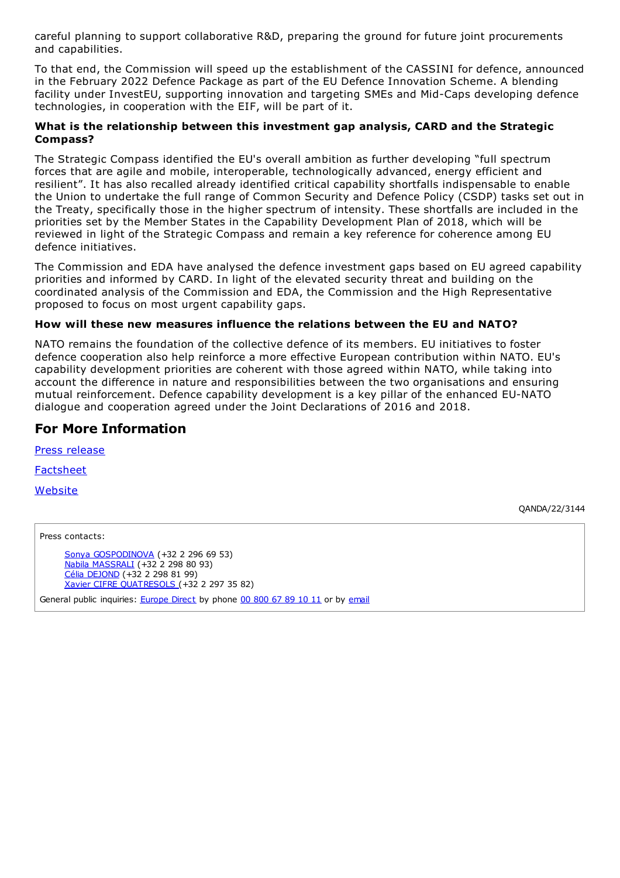careful planning to support collaborative R&D, preparing the ground for future joint procurements and capabilities.

To that end, the Commission will speed up the establishment of the CASSINI for defence, announced in the February 2022 Defence Package as part of the EU Defence Innovation Scheme. A blending facility under InvestEU, supporting innovation and targeting SMEs and Mid-Caps developing defence technologies, in cooperation with the EIF, will be part of it.

**What is the relationship between this investment gap analysis, CARD and the Strategic Compass?**

The Strategic Compass identified the EU's overall ambition as further developing "full spectrum forces that are agile and mobile, interoperable, technologically advanced, energy efficient and resilient". It has also recalled already identified critical capability shortfalls indispensable to enable the Union to undertake the full range of Common Security and Defence Policy (CSDP) tasks set out in the Treaty, specifically those in the higher spectrum of intensity. These shortfalls are included in the priorities set by the Member States in the Capability Development Plan of 2018, which will be reviewed in light of the Strategic Compass and remain a key reference for coherence among EU defence initiatives.

The Commission and EDA have analysed the defence investment gaps based on EU agreed capability priorities and informed by CARD. In light of the elevated security threat and building on the coordinated analysis of the Commission and EDA, the Commission and the High Representative proposed to focus on most urgent capability gaps.

**How will these new measures influence the relations between the EU and NATO?**

NATO remains the foundation of the collective defence of its members. EU initiatives to foster defence cooperation also help reinforce a more effective European contribution within NATO. EU's capability development priorities are coherent with those agreed within NATO, while taking into account the difference in nature and responsibilities between the two organisations and ensuring mutual reinforcement. Defence capability development is a key pillar of the enhanced EU-NATO dialogue and cooperation agreed under the Joint Declarations of 2016 and 2018.

## For More Information

[Press release]

[Factsheet]

[Website]

QANDA/22/3144

Press contacts:

- Sonya GOSPODINOVA (+32 2 296 69 53)
- Nabila MASSRALI (+32 2 298 80 93)
- Célia DEJOND (+32 2 298 81 99)
- Xavier CIFRE QUATRESOLS (+32 2 297 35 82)

General public inquiries: Europe Direct by phone 00 800 67 89 10 11 or by email